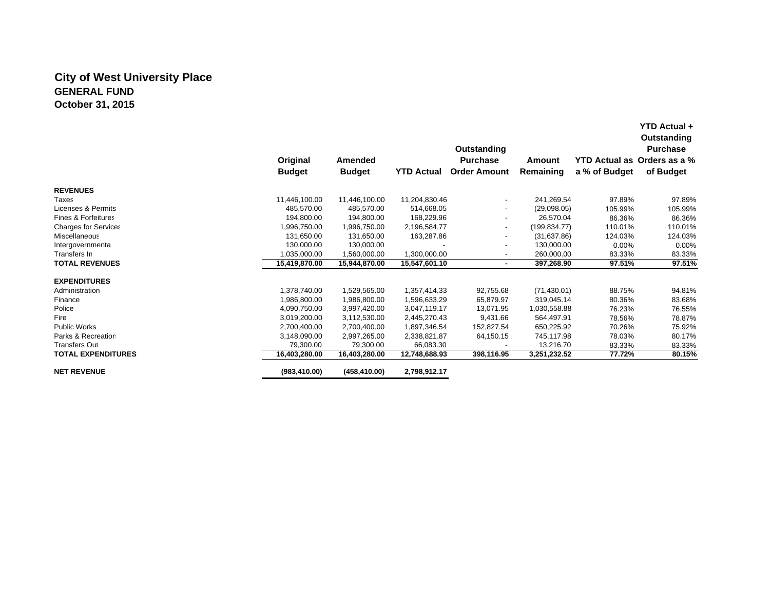# City of West University Place
## GENERAL FUND
### October 31, 2015

| | Original Budget | Amended Budget | YTD Actual | Outstanding Purchase Order Amount | Amount Remaining | YTD Actual as a % of Budget | YTD Actual + Outstanding Purchase Orders as a % of Budget |
|---|---|---|---|---|---|---|---|
| **REVENUES** | | | | | | | |
| Taxes | 11,446,100.00 | 11,446,100.00 | 11,204,830.46 | - | 241,269.54 | 97.89% | 97.89% |
| Licenses & Permits | 485,570.00 | 485,570.00 | 514,668.05 | - | (29,098.05) | 105.99% | 105.99% |
| Fines & Forfeitures | 194,800.00 | 194,800.00 | 168,229.96 | - | 26,570.04 | 86.36% | 86.36% |
| Charges for Services | 1,996,750.00 | 1,996,750.00 | 2,196,584.77 | - | (199,834.77) | 110.01% | 110.01% |
| Miscellaneous | 131,650.00 | 131,650.00 | 163,287.86 | - | (31,637.86) | 124.03% | 124.03% |
| Intergovernmental | 130,000.00 | 130,000.00 | - | - | 130,000.00 | 0.00% | 0.00% |
| Transfers In | 1,035,000.00 | 1,560,000.00 | 1,300,000.00 | - | 260,000.00 | 83.33% | 83.33% |
| **TOTAL REVENUES** | **15,419,870.00** | **15,944,870.00** | **15,547,601.10** | **-** | **397,268.90** | **97.51%** | **97.51%** |
| **EXPENDITURES** | | | | | | | |
| Administration | 1,378,740.00 | 1,529,565.00 | 1,357,414.33 | 92,755.68 | (71,430.01) | 88.75% | 94.81% |
| Finance | 1,986,800.00 | 1,986,800.00 | 1,596,633.29 | 65,879.97 | 319,045.14 | 80.36% | 83.68% |
| Police | 4,090,750.00 | 3,997,420.00 | 3,047,119.17 | 13,071.95 | 1,030,558.88 | 76.23% | 76.55% |
| Fire | 3,019,200.00 | 3,112,530.00 | 2,445,270.43 | 9,431.66 | 564,497.91 | 78.56% | 78.87% |
| Public Works | 2,700,400.00 | 2,700,400.00 | 1,897,346.54 | 152,827.54 | 650,225.92 | 70.26% | 75.92% |
| Parks & Recreation | 3,148,090.00 | 2,997,265.00 | 2,338,821.87 | 64,150.15 | 745,117.98 | 78.03% | 80.17% |
| Transfers Out | 79,300.00 | 79,300.00 | 66,083.30 | - | 13,216.70 | 83.33% | 83.33% |
| **TOTAL EXPENDITURES** | **16,403,280.00** | **16,403,280.00** | **12,748,688.93** | **398,116.95** | **3,251,232.52** | **77.72%** | **80.15%** |
| **NET REVENUE** | **(983,410.00)** | **(458,410.00)** | **2,798,912.17** | | | | |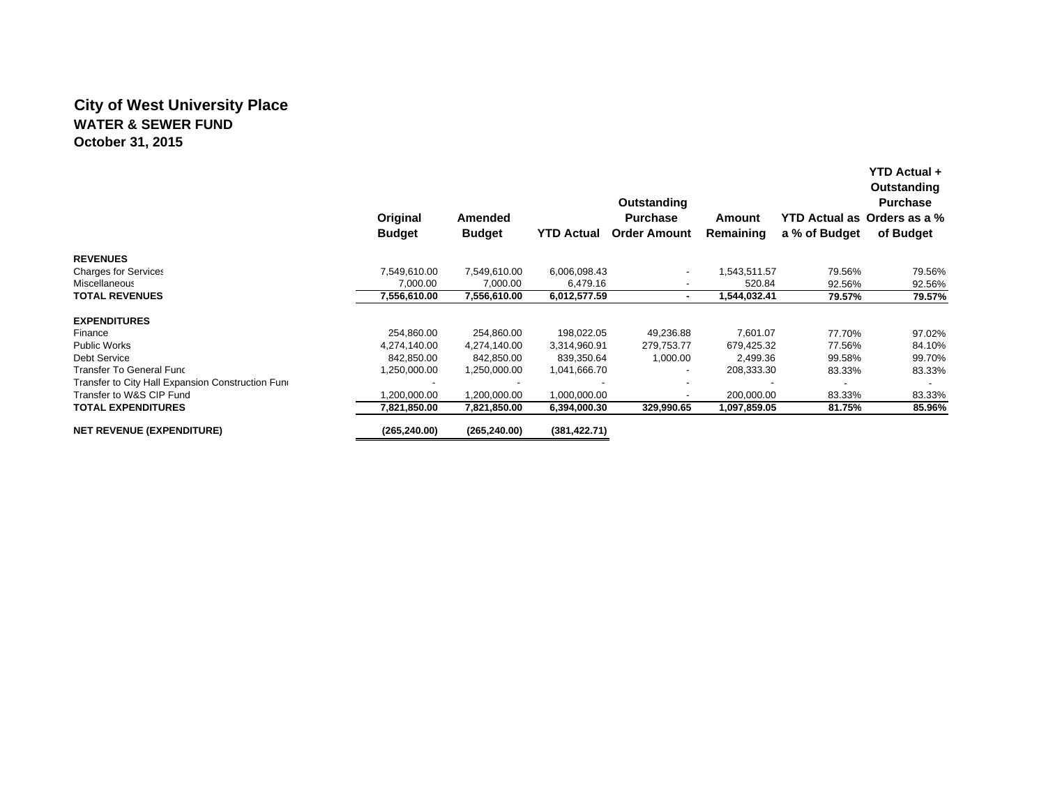# City of West University Place

## WATER & SEWER FUND

## October 31, 2015

| | Original Budget | Amended Budget | YTD Actual | Outstanding Purchase Order Amount | Amount Remaining | YTD Actual as a % of Budget | YTD Actual + Outstanding Purchase Orders as a % of Budget |
|---|---|---|---|---|---|---|---|
| **REVENUES** | | | | | | | |
| Charges for Services | 7,549,610.00 | 7,549,610.00 | 6,006,098.43 | - | 1,543,511.57 | 79.56% | 79.56% |
| Miscellaneous | 7,000.00 | 7,000.00 | 6,479.16 | - | 520.84 | 92.56% | 92.56% |
| **TOTAL REVENUES** | **7,556,610.00** | **7,556,610.00** | **6,012,577.59** | **-** | **1,544,032.41** | **79.57%** | **79.57%** |
| **EXPENDITURES** | | | | | | | |
| Finance | 254,860.00 | 254,860.00 | 198,022.05 | 49,236.88 | 7,601.07 | 77.70% | 97.02% |
| Public Works | 4,274,140.00 | 4,274,140.00 | 3,314,960.91 | 279,753.77 | 679,425.32 | 77.56% | 84.10% |
| Debt Service | 842,850.00 | 842,850.00 | 839,350.64 | 1,000.00 | 2,499.36 | 99.58% | 99.70% |
| Transfer To General Fund | 1,250,000.00 | 1,250,000.00 | 1,041,666.70 | - | 208,333.30 | 83.33% | 83.33% |
| Transfer to City Hall Expansion Construction Fund | - | - | - | - | - | - | - |
| Transfer to W&S CIP Fund | 1,200,000.00 | 1,200,000.00 | 1,000,000.00 | - | 200,000.00 | 83.33% | 83.33% |
| **TOTAL EXPENDITURES** | **7,821,850.00** | **7,821,850.00** | **6,394,000.30** | **329,990.65** | **1,097,859.05** | **81.75%** | **85.96%** |
| **NET REVENUE (EXPENDITURE)** | **(265,240.00)** | **(265,240.00)** | **(381,422.71)** | | | | |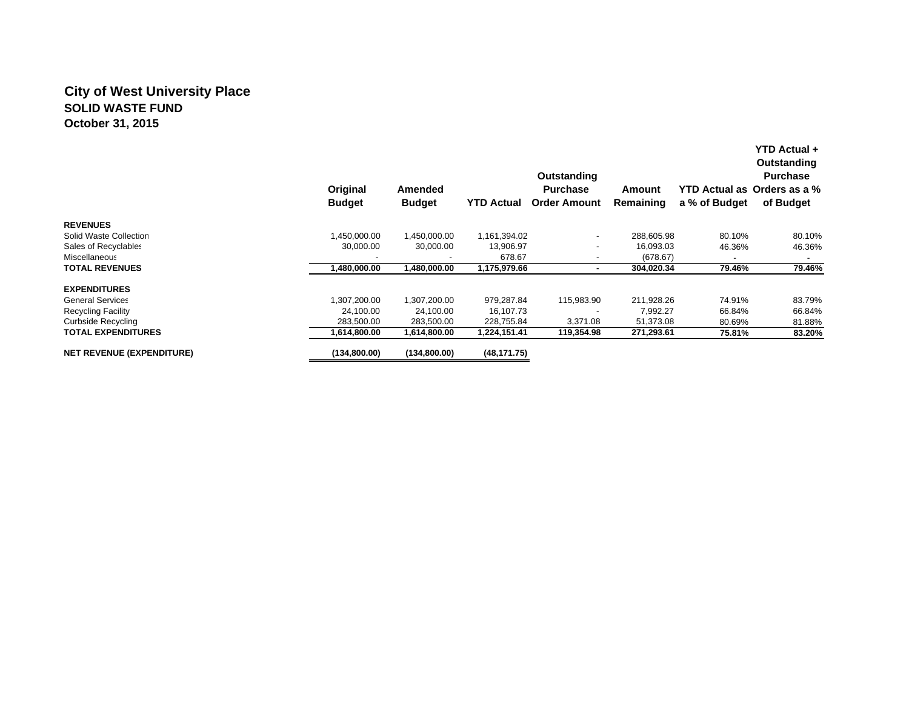# City of West University Place
## SOLID WASTE FUND
### October 31, 2015

| | Original Budget | Amended Budget | YTD Actual | Outstanding Purchase Order Amount | Amount Remaining | YTD Actual as a % of Budget | YTD Actual + Outstanding Purchase Orders as a % of Budget |
|---|---|---|---|---|---|---|---|
| **REVENUES** | | | | | | | |
| Solid Waste Collection | 1,450,000.00 | 1,450,000.00 | 1,161,394.02 | - | 288,605.98 | 80.10% | 80.10% |
| Sales of Recyclables | 30,000.00 | 30,000.00 | 13,906.97 | - | 16,093.03 | 46.36% | 46.36% |
| Miscellaneous | - | - | 678.67 | - | (678.67) | - | - |
| **TOTAL REVENUES** | **1,480,000.00** | **1,480,000.00** | **1,175,979.66** | **-** | **304,020.34** | **79.46%** | **79.46%** |
| **EXPENDITURES** | | | | | | | |
| General Services | 1,307,200.00 | 1,307,200.00 | 979,287.84 | 115,983.90 | 211,928.26 | 74.91% | 83.79% |
| Recycling Facility | 24,100.00 | 24,100.00 | 16,107.73 | - | 7,992.27 | 66.84% | 66.84% |
| Curbside Recycling | 283,500.00 | 283,500.00 | 228,755.84 | 3,371.08 | 51,373.08 | 80.69% | 81.88% |
| **TOTAL EXPENDITURES** | **1,614,800.00** | **1,614,800.00** | **1,224,151.41** | **119,354.98** | **271,293.61** | **75.81%** | **83.20%** |
| **NET REVENUE (EXPENDITURE)** | **(134,800.00)** | **(134,800.00)** | **(48,171.75)** | | | | |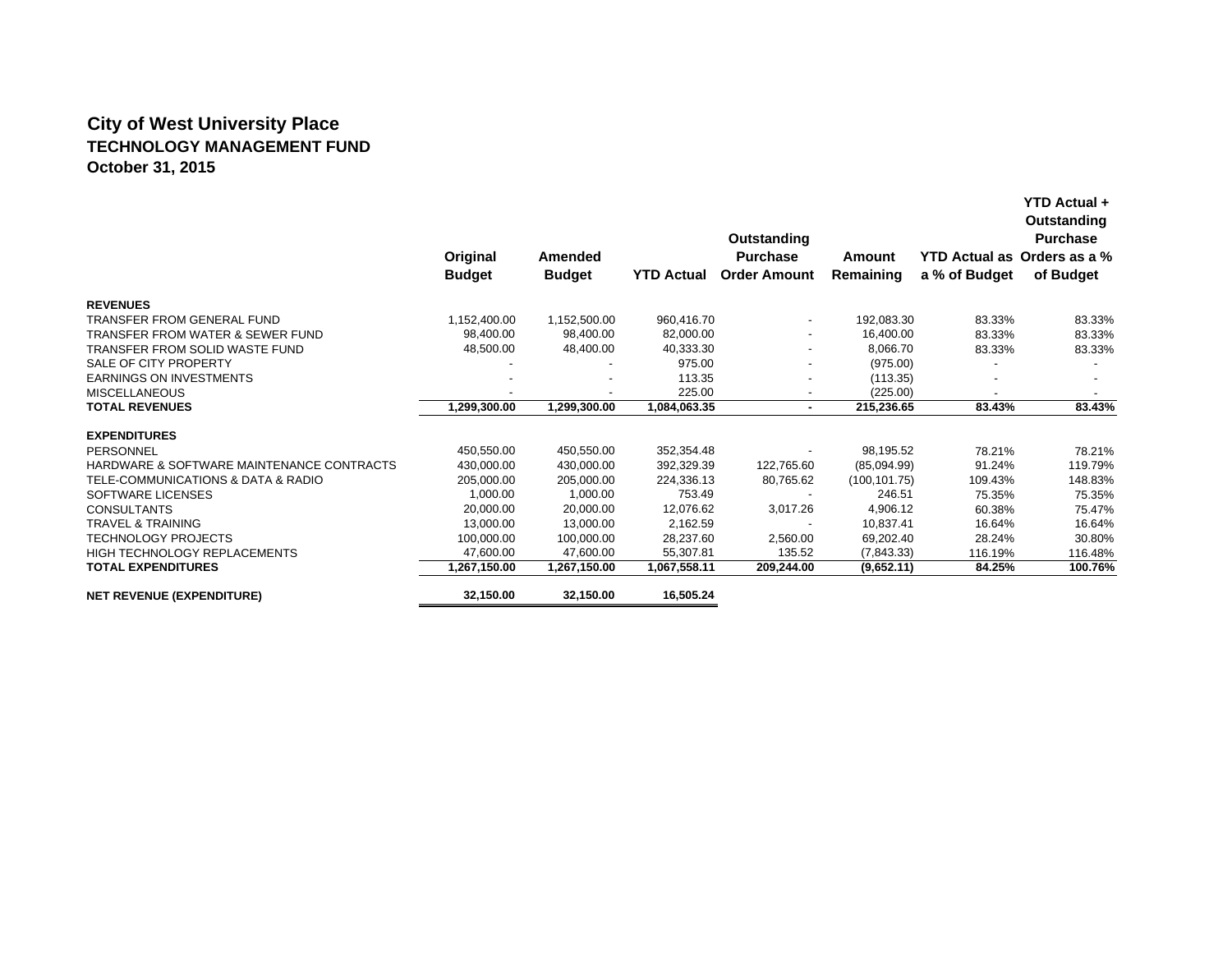# City of West University Place

## TECHNOLOGY MANAGEMENT FUND

### October 31, 2015

| | Original Budget | Amended Budget | YTD Actual | Outstanding Purchase Order Amount | Amount Remaining | YTD Actual as a % of Budget | YTD Actual + Outstanding Purchase Orders as a % of Budget |
|---|---|---|---|---|---|---|---|
| **REVENUES** | | | | | | | |
| TRANSFER FROM GENERAL FUND | 1,152,400.00 | 1,152,500.00 | 960,416.70 | - | 192,083.30 | 83.33% | 83.33% |
| TRANSFER FROM WATER & SEWER FUND | 98,400.00 | 98,400.00 | 82,000.00 | - | 16,400.00 | 83.33% | 83.33% |
| TRANSFER FROM SOLID WASTE FUND | 48,500.00 | 48,400.00 | 40,333.30 | - | 8,066.70 | 83.33% | 83.33% |
| SALE OF CITY PROPERTY | - | - | 975.00 | - | (975.00) | - | - |
| EARNINGS ON INVESTMENTS | - | - | 113.35 | - | (113.35) | - | - |
| MISCELLANEOUS | - | - | 225.00 | - | (225.00) | - | - |
| **TOTAL REVENUES** | **1,299,300.00** | **1,299,300.00** | **1,084,063.35** | **-** | **215,236.65** | **83.43%** | **83.43%** |
| **EXPENDITURES** | | | | | | | |
| PERSONNEL | 450,550.00 | 450,550.00 | 352,354.48 | - | 98,195.52 | 78.21% | 78.21% |
| HARDWARE & SOFTWARE MAINTENANCE CONTRACTS | 430,000.00 | 430,000.00 | 392,329.39 | 122,765.60 | (85,094.99) | 91.24% | 119.79% |
| TELE-COMMUNICATIONS & DATA & RADIO | 205,000.00 | 205,000.00 | 224,336.13 | 80,765.62 | (100,101.75) | 109.43% | 148.83% |
| SOFTWARE LICENSES | 1,000.00 | 1,000.00 | 753.49 | - | 246.51 | 75.35% | 75.35% |
| CONSULTANTS | 20,000.00 | 20,000.00 | 12,076.62 | 3,017.26 | 4,906.12 | 60.38% | 75.47% |
| TRAVEL & TRAINING | 13,000.00 | 13,000.00 | 2,162.59 | - | 10,837.41 | 16.64% | 16.64% |
| TECHNOLOGY PROJECTS | 100,000.00 | 100,000.00 | 28,237.60 | 2,560.00 | 69,202.40 | 28.24% | 30.80% |
| HIGH TECHNOLOGY REPLACEMENTS | 47,600.00 | 47,600.00 | 55,307.81 | 135.52 | (7,843.33) | 116.19% | 116.48% |
| **TOTAL EXPENDITURES** | **1,267,150.00** | **1,267,150.00** | **1,067,558.11** | **209,244.00** | **(9,652.11)** | **84.25%** | **100.76%** |
| **NET REVENUE (EXPENDITURE)** | **32,150.00** | **32,150.00** | **16,505.24** | | | | |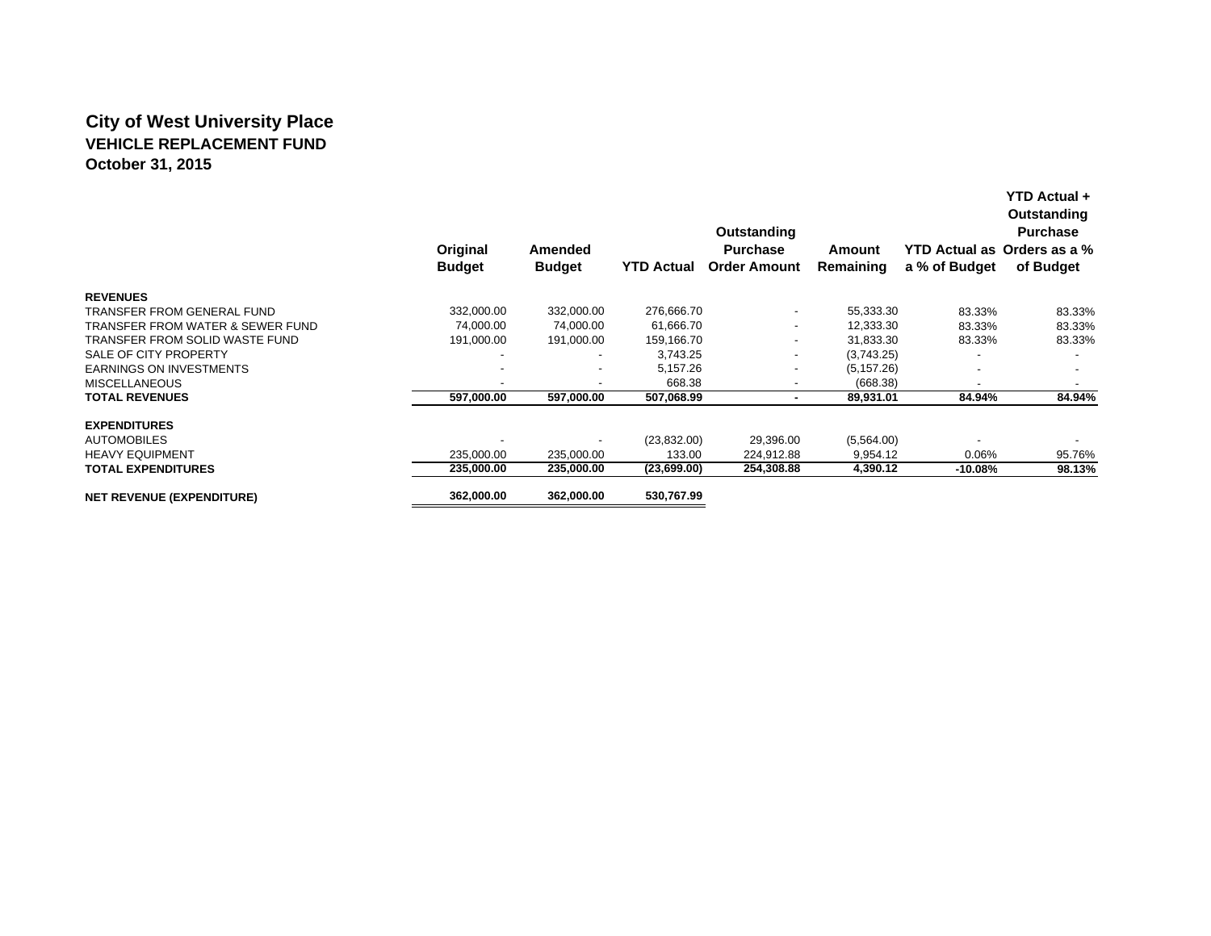# City of West University Place
## VEHICLE REPLACEMENT FUND
### October 31, 2015

| | Original Budget | Amended Budget | YTD Actual | Outstanding Purchase Order Amount | Amount Remaining | YTD Actual as a % of Budget | YTD Actual + Outstanding Purchase Orders as a % of Budget |
|---|---|---|---|---|---|---|---|
| **REVENUES** | | | | | | | |
| TRANSFER FROM GENERAL FUND | 332,000.00 | 332,000.00 | 276,666.70 | - | 55,333.30 | 83.33% | 83.33% |
| TRANSFER FROM WATER & SEWER FUND | 74,000.00 | 74,000.00 | 61,666.70 | - | 12,333.30 | 83.33% | 83.33% |
| TRANSFER FROM SOLID WASTE FUND | 191,000.00 | 191,000.00 | 159,166.70 | - | 31,833.30 | 83.33% | 83.33% |
| SALE OF CITY PROPERTY | - | - | 3,743.25 | - | (3,743.25) | - | - |
| EARNINGS ON INVESTMENTS | - | - | 5,157.26 | - | (5,157.26) | - | - |
| MISCELLANEOUS | - | - | 668.38 | - | (668.38) | - | - |
| **TOTAL REVENUES** | **597,000.00** | **597,000.00** | **507,068.99** | **-** | **89,931.01** | **84.94%** | **84.94%** |
| **EXPENDITURES** | | | | | | | |
| AUTOMOBILES | - | - | (23,832.00) | 29,396.00 | (5,564.00) | - | - |
| HEAVY EQUIPMENT | 235,000.00 | 235,000.00 | 133.00 | 224,912.88 | 9,954.12 | 0.06% | 95.76% |
| **TOTAL EXPENDITURES** | **235,000.00** | **235,000.00** | **(23,699.00)** | **254,308.88** | **4,390.12** | **-10.08%** | **98.13%** |
| **NET REVENUE (EXPENDITURE)** | **362,000.00** | **362,000.00** | **530,767.99** | | | | |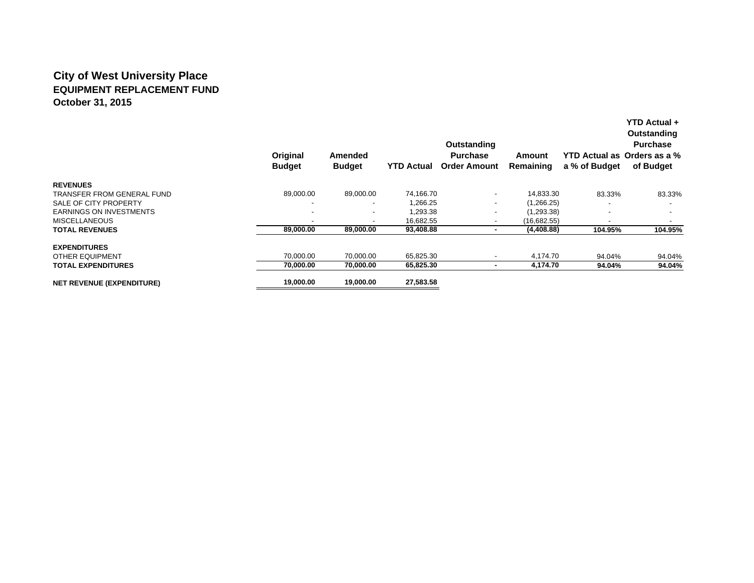# City of West University Place

## EQUIPMENT REPLACEMENT FUND

## October 31, 2015

| | Original Budget | Amended Budget | YTD Actual | Outstanding Purchase Order Amount | Amount Remaining | YTD Actual as a % of Budget | YTD Actual + Outstanding Purchase Orders as a % of Budget |
|---|---|---|---|---|---|---|---|
| **REVENUES** | | | | | | | |
| TRANSFER FROM GENERAL FUND | 89,000.00 | 89,000.00 | 74,166.70 | - | 14,833.30 | 83.33% | 83.33% |
| SALE OF CITY PROPERTY | - | - | 1,266.25 | - | (1,266.25) | - | - |
| EARNINGS ON INVESTMENTS | - | - | 1,293.38 | - | (1,293.38) | - | - |
| MISCELLANEOUS | - | - | 16,682.55 | - | (16,682.55) | - | - |
| **TOTAL REVENUES** | **89,000.00** | **89,000.00** | **93,408.88** | **-** | **(4,408.88)** | **104.95%** | **104.95%** |
| **EXPENDITURES** | | | | | | | |
| OTHER EQUIPMENT | 70,000.00 | 70,000.00 | 65,825.30 | - | 4,174.70 | 94.04% | 94.04% |
| **TOTAL EXPENDITURES** | **70,000.00** | **70,000.00** | **65,825.30** | **-** | **4,174.70** | **94.04%** | **94.04%** |
| **NET REVENUE (EXPENDITURE)** | **19,000.00** | **19,000.00** | **27,583.58** | | | | |